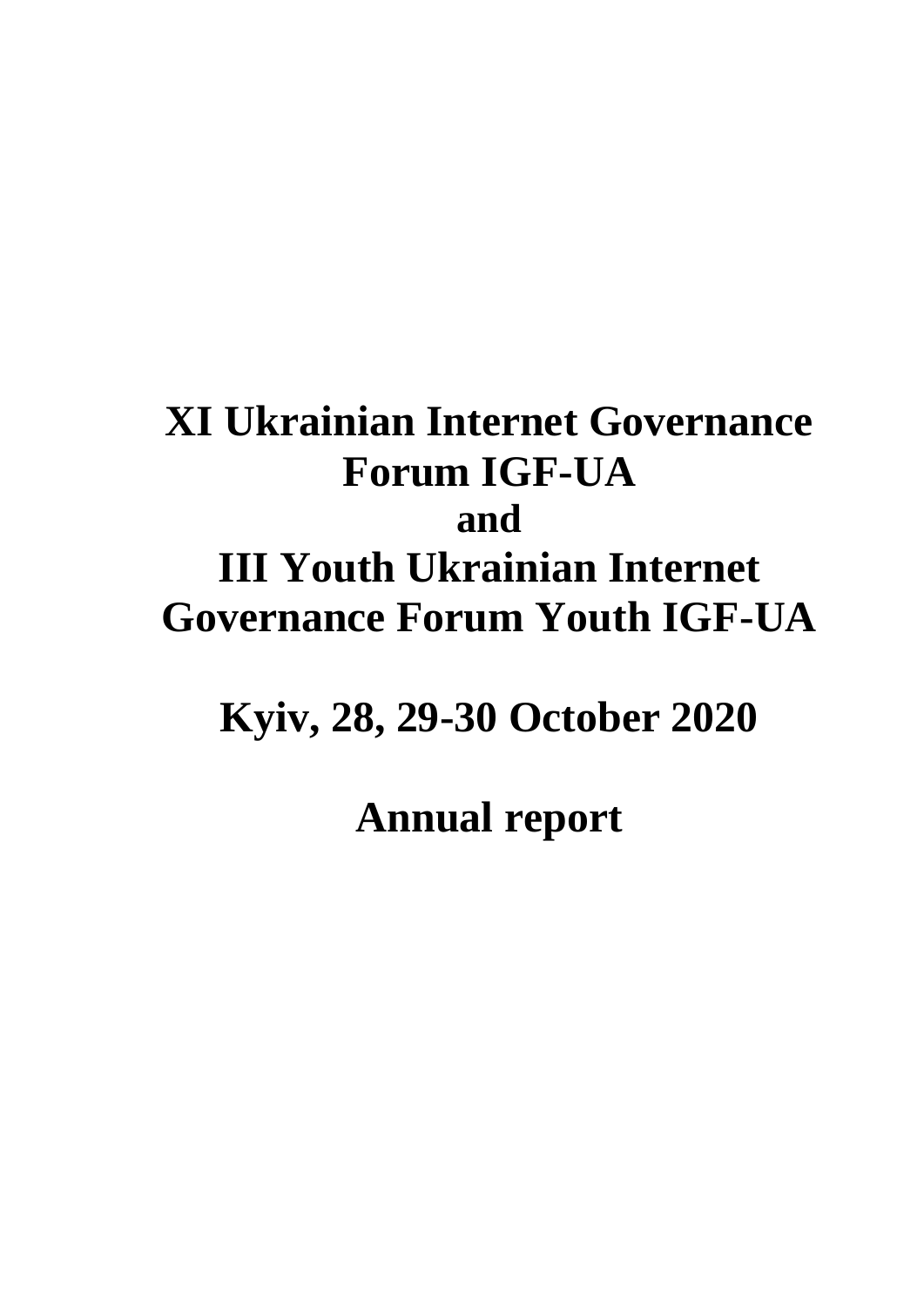# XI Ukrainian Internet Governance Forum IGF-UA
# and
# III Youth Ukrainian Internet Governance Forum Youth IGF-UA

## Kyiv, 28, 29-30 October 2020

## Annual report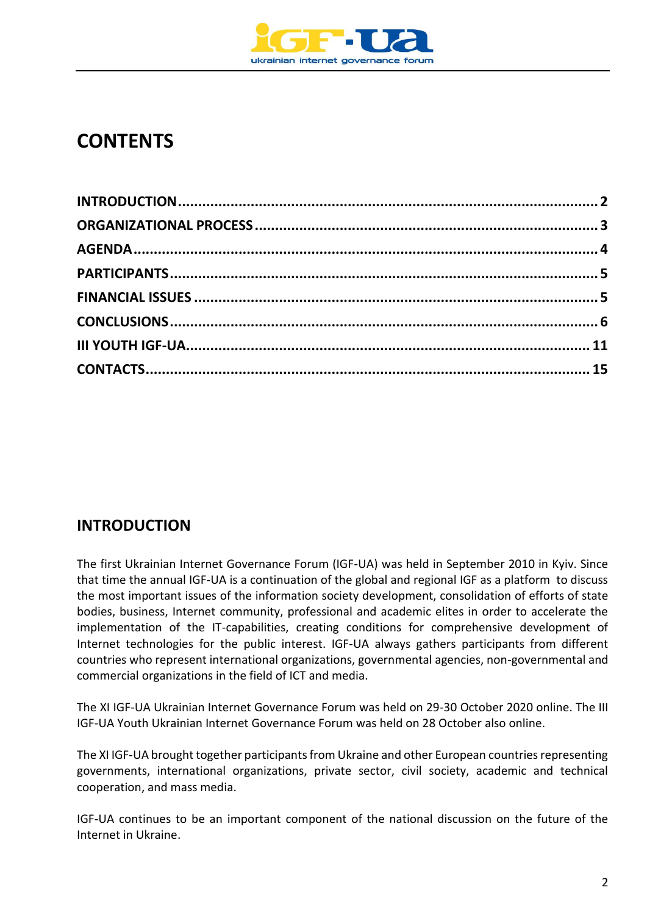# CONTENTS

INTRODUCTION ........................................................................................................ 2
ORGANIZATIONAL PROCESS .................................................................................... 3
AGENDA ................................................................................................................... 4
PARTICIPANTS ......................................................................................................... 5
FINANCIAL ISSUES .................................................................................................. 5
CONCLUSIONS ......................................................................................................... 6
III YOUTH IGF-UA ................................................................................................... 11
CONTACTS ............................................................................................................. 15

## INTRODUCTION

The first Ukrainian Internet Governance Forum (IGF-UA) was held in September 2010 in Kyiv. Since that time the annual IGF-UA is a continuation of the global and regional IGF as a platform to discuss the most important issues of the information society development, consolidation of efforts of state bodies, business, Internet community, professional and academic elites in order to accelerate the implementation of the IT-capabilities, creating conditions for comprehensive development of Internet technologies for the public interest. IGF-UA always gathers participants from different countries who represent international organizations, governmental agencies, non-governmental and commercial organizations in the field of ICT and media.

The XI IGF-UA Ukrainian Internet Governance Forum was held on 29-30 October 2020 online. The III IGF-UA Youth Ukrainian Internet Governance Forum was held on 28 October also online.

The XI IGF-UA brought together participants from Ukraine and other European countries representing governments, international organizations, private sector, civil society, academic and technical cooperation, and mass media.

IGF-UA continues to be an important component of the national discussion on the future of the Internet in Ukraine.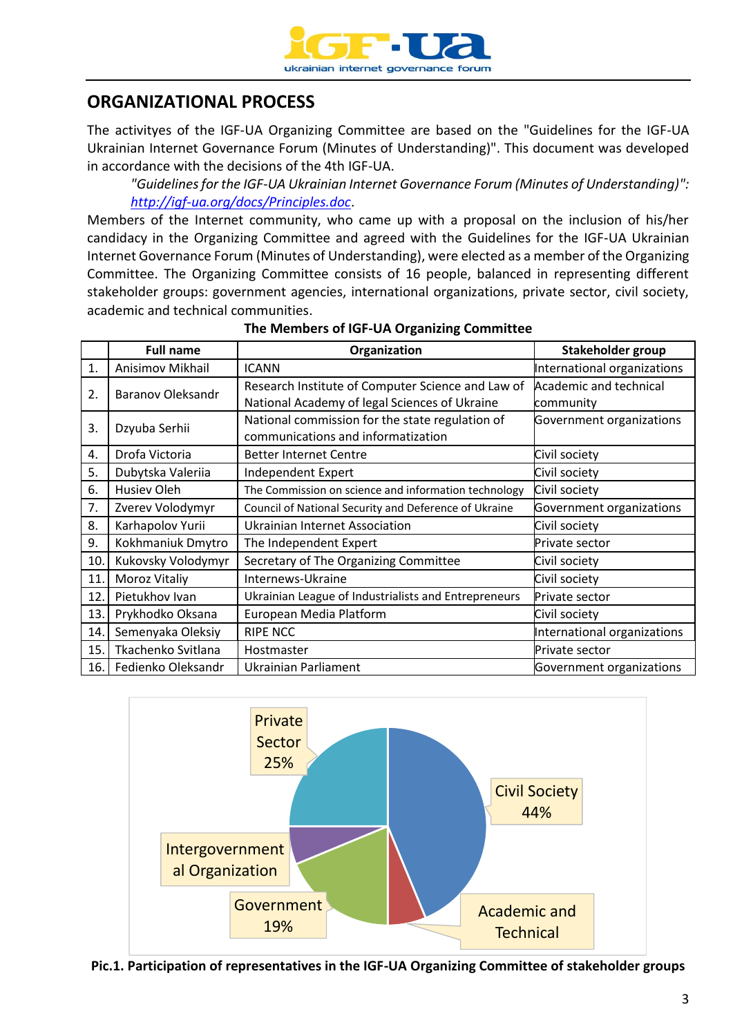## ORGANIZATIONAL PROCESS

The activityes of the IGF-UA Organizing Committee are based on the "Guidelines for the IGF-UA Ukrainian Internet Governance Forum (Minutes of Understanding)". This document was developed in accordance with the decisions of the 4th IGF-UA.

> *"Guidelines for the IGF-UA Ukrainian Internet Governance Forum (Minutes of Understanding)": [http://igf-ua.org/docs/Principles.doc](http://igf-ua.org/docs/Principles.doc)*.

Members of the Internet community, who came up with a proposal on the inclusion of his/her candidacy in the Organizing Committee and agreed with the Guidelines for the IGF-UA Ukrainian Internet Governance Forum (Minutes of Understanding), were elected as a member of the Organizing Committee. The Organizing Committee consists of 16 people, balanced in representing different stakeholder groups: government agencies, international organizations, private sector, civil society, academic and technical communities.

**The Members of IGF-UA Organizing Committee**

| | Full name | Organization | Stakeholder group |
|---|---|---|---|
| 1. | Anisimov Mikhail | ICANN | International organizations |
| 2. | Baranov Oleksandr | Research Institute of Computer Science and Law of National Academy of legal Sciences of Ukraine | Academic and technical community |
| 3. | Dzyuba Serhii | National commission for the state regulation of communications and informatization | Government organizations |
| 4. | Drofa Victoria | Better Internet Centre | Civil society |
| 5. | Dubytska Valeriia | Independent Expert | Civil society |
| 6. | Husiev Oleh | The Commission on science and information technology | Civil society |
| 7. | Zverev Volodymyr | Council of National Security and Deference of Ukraine | Government organizations |
| 8. | Karhapolov Yurii | Ukrainian Internet Association | Civil society |
| 9. | Kokhmaniuk Dmytro | The Independent Expert | Private sector |
| 10. | Kukovsky Volodymyr | Secretary of The Organizing Committee | Civil society |
| 11. | Moroz Vitaliy | Internews-Ukraine | Civil society |
| 12. | Pietukhov Ivan | Ukrainian League of Industrialists and Entrepreneurs | Private sector |
| 13. | Prykhodko Oksana | European Media Platform | Civil society |
| 14. | Semenyaka Oleksiy | RIPE NCC | International organizations |
| 15. | Tkachenko Svitlana | Hostmaster | Private sector |
| 16. | Fedienko Oleksandr | Ukrainian Parliament | Government organizations |

Private Sector 25%

Civil Society 44%

Intergovernmental Organization

Government 19%

Academic and Technical

**Pic.1. Participation of representatives in the IGF-UA Organizing Committee of stakeholder groups**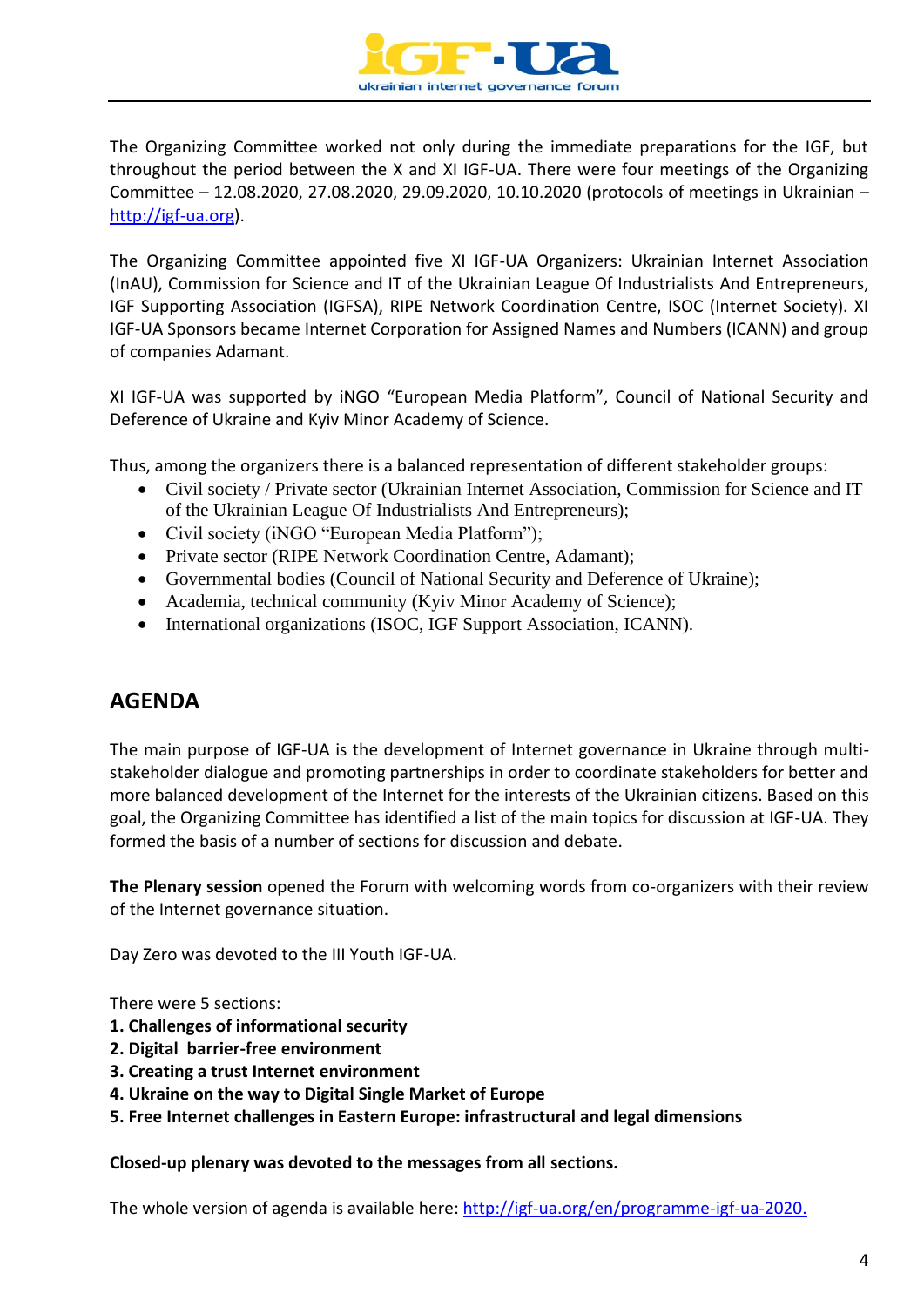The Organizing Committee worked not only during the immediate preparations for the IGF, but throughout the period between the X and XI IGF-UA. There were four meetings of the Organizing Committee – 12.08.2020, 27.08.2020, 29.09.2020, 10.10.2020 (protocols of meetings in Ukrainian – http://igf-ua.org).

The Organizing Committee appointed five XI IGF-UA Organizers: Ukrainian Internet Association (InAU), Commission for Science and IT of the Ukrainian League Of Industrialists And Entrepreneurs, IGF Supporting Association (IGFSA), RIPE Network Coordination Centre, ISOC (Internet Society). XI IGF-UA Sponsors became Internet Corporation for Assigned Names and Numbers (ICANN) and group of companies Adamant.

XI IGF-UA was supported by iNGO "European Media Platform", Council of National Security and Deference of Ukraine and Kyiv Minor Academy of Science.

Thus, among the organizers there is a balanced representation of different stakeholder groups:

- Civil society / Private sector (Ukrainian Internet Association, Commission for Science and IT of the Ukrainian League Of Industrialists And Entrepreneurs);
- Civil society (iNGO "European Media Platform");
- Private sector (RIPE Network Coordination Centre, Adamant);
- Governmental bodies (Council of National Security and Deference of Ukraine);
- Academia, technical community (Kyiv Minor Academy of Science);
- International organizations (ISOC, IGF Support Association, ICANN).

## AGENDA

The main purpose of IGF-UA is the development of Internet governance in Ukraine through multi-stakeholder dialogue and promoting partnerships in order to coordinate stakeholders for better and more balanced development of the Internet for the interests of the Ukrainian citizens. Based on this goal, the Organizing Committee has identified a list of the main topics for discussion at IGF-UA. They formed the basis of a number of sections for discussion and debate.

**The Plenary session** opened the Forum with welcoming words from co-organizers with their review of the Internet governance situation.

Day Zero was devoted to the III Youth IGF-UA.

There were 5 sections:

1. **Challenges of informational security**
2. **Digital barrier-free environment**
3. **Creating a trust Internet environment**
4. **Ukraine on the way to Digital Single Market of Europe**
5. **Free Internet challenges in Eastern Europe: infrastructural and legal dimensions**

**Closed-up plenary was devoted to the messages from all sections.**

The whole version of agenda is available here: http://igf-ua.org/en/programme-igf-ua-2020.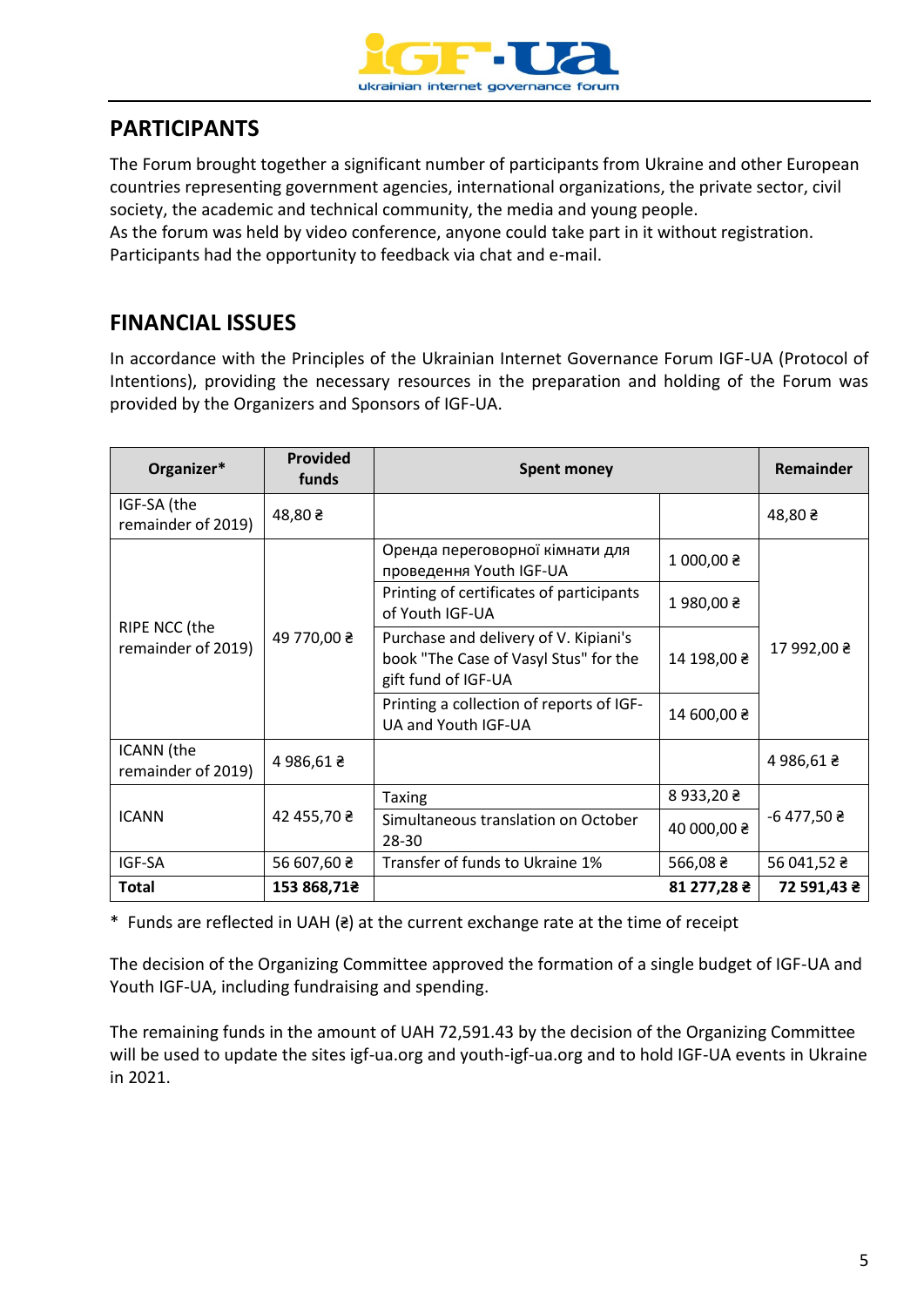## PARTICIPANTS

The Forum brought together a significant number of participants from Ukraine and other European countries representing government agencies, international organizations, the private sector, civil society, the academic and technical community, the media and young people.
As the forum was held by video conference, anyone could take part in it without registration. Participants had the opportunity to feedback via chat and e-mail.

## FINANCIAL ISSUES

In accordance with the Principles of the Ukrainian Internet Governance Forum IGF-UA (Protocol of Intentions), providing the necessary resources in the preparation and holding of the Forum was provided by the Organizers and Sponsors of IGF-UA.

| Organizer* | Provided funds | Spent money | | Remainder |
|---|---|---|---|---|
| IGF-SA (the remainder of 2019) | 48,80 ₴ | | | 48,80 ₴ |
| RIPE NCC (the remainder of 2019) | 49 770,00 ₴ | Оренда переговорної кімнати для проведення Youth IGF-UA | 1 000,00 ₴ | 17 992,00 ₴ |
| | | Printing of certificates of participants of Youth IGF-UA | 1 980,00 ₴ | |
| | | Purchase and delivery of V. Kipiani's book "The Case of Vasyl Stus" for the gift fund of IGF-UA | 14 198,00 ₴ | |
| | | Printing a collection of reports of IGF-UA and Youth IGF-UA | 14 600,00 ₴ | |
| ICANN (the remainder of 2019) | 4 986,61 ₴ | | | 4 986,61 ₴ |
| ICANN | 42 455,70 ₴ | Taxing | 8 933,20 ₴ | -6 477,50 ₴ |
| | | Simultaneous translation on October 28-30 | 40 000,00 ₴ | |
| IGF-SA | 56 607,60 ₴ | Transfer of funds to Ukraine 1% | 566,08 ₴ | 56 041,52 ₴ |
| **Total** | **153 868,71₴** | | **81 277,28 ₴** | **72 591,43 ₴** |

* Funds are reflected in UAH (₴) at the current exchange rate at the time of receipt

The decision of the Organizing Committee approved the formation of a single budget of IGF-UA and Youth IGF-UA, including fundraising and spending.

The remaining funds in the amount of UAH 72,591.43 by the decision of the Organizing Committee will be used to update the sites igf-ua.org and youth-igf-ua.org and to hold IGF-UA events in Ukraine in 2021.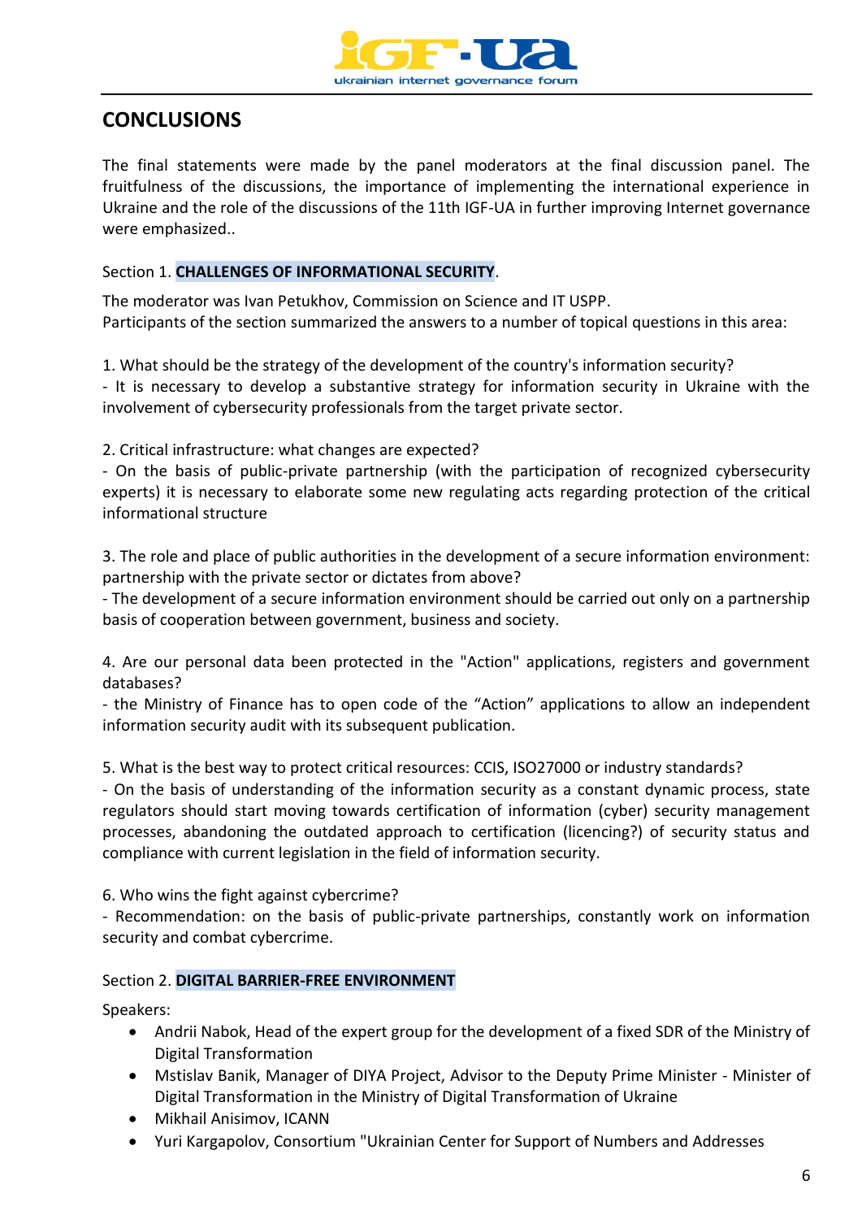## CONCLUSIONS

The final statements were made by the panel moderators at the final discussion panel. The fruitfulness of the discussions, the importance of implementing the international experience in Ukraine and the role of the discussions of the 11th IGF-UA in further improving Internet governance were emphasized..

Section 1. **CHALLENGES OF INFORMATIONAL SECURITY**.

The moderator was Ivan Petukhov, Commission on Science and IT USPP.
Participants of the section summarized the answers to a number of topical questions in this area:

1. What should be the strategy of the development of the country's information security?
- It is necessary to develop a substantive strategy for information security in Ukraine with the involvement of cybersecurity professionals from the target private sector.

2. Critical infrastructure: what changes are expected?
- On the basis of public-private partnership (with the participation of recognized cybersecurity experts) it is necessary to elaborate some new regulating acts regarding protection of the critical informational structure

3. The role and place of public authorities in the development of a secure information environment: partnership with the private sector or dictates from above?
- The development of a secure information environment should be carried out only on a partnership basis of cooperation between government, business and society.

4. Are our personal data been protected in the "Action" applications, registers and government databases?
- the Ministry of Finance has to open code of the "Action" applications to allow an independent information security audit with its subsequent publication.

5. What is the best way to protect critical resources: CCIS, ISO27000 or industry standards?
- On the basis of understanding of the information security as a constant dynamic process, state regulators should start moving towards certification of information (cyber) security management processes, abandoning the outdated approach to certification (licencing?) of security status and compliance with current legislation in the field of information security.

6. Who wins the fight against cybercrime?
- Recommendation: on the basis of public-private partnerships, constantly work on information security and combat cybercrime.

Section 2. **DIGITAL BARRIER-FREE ENVIRONMENT**

Speakers:

- Andrii Nabok, Head of the expert group for the development of a fixed SDR of the Ministry of Digital Transformation
- Mstislav Banik, Manager of DIYA Project, Advisor to the Deputy Prime Minister - Minister of Digital Transformation in the Ministry of Digital Transformation of Ukraine
- Mikhail Anisimov, ICANN
- Yuri Kargapolov, Consortium "Ukrainian Center for Support of Numbers and Addresses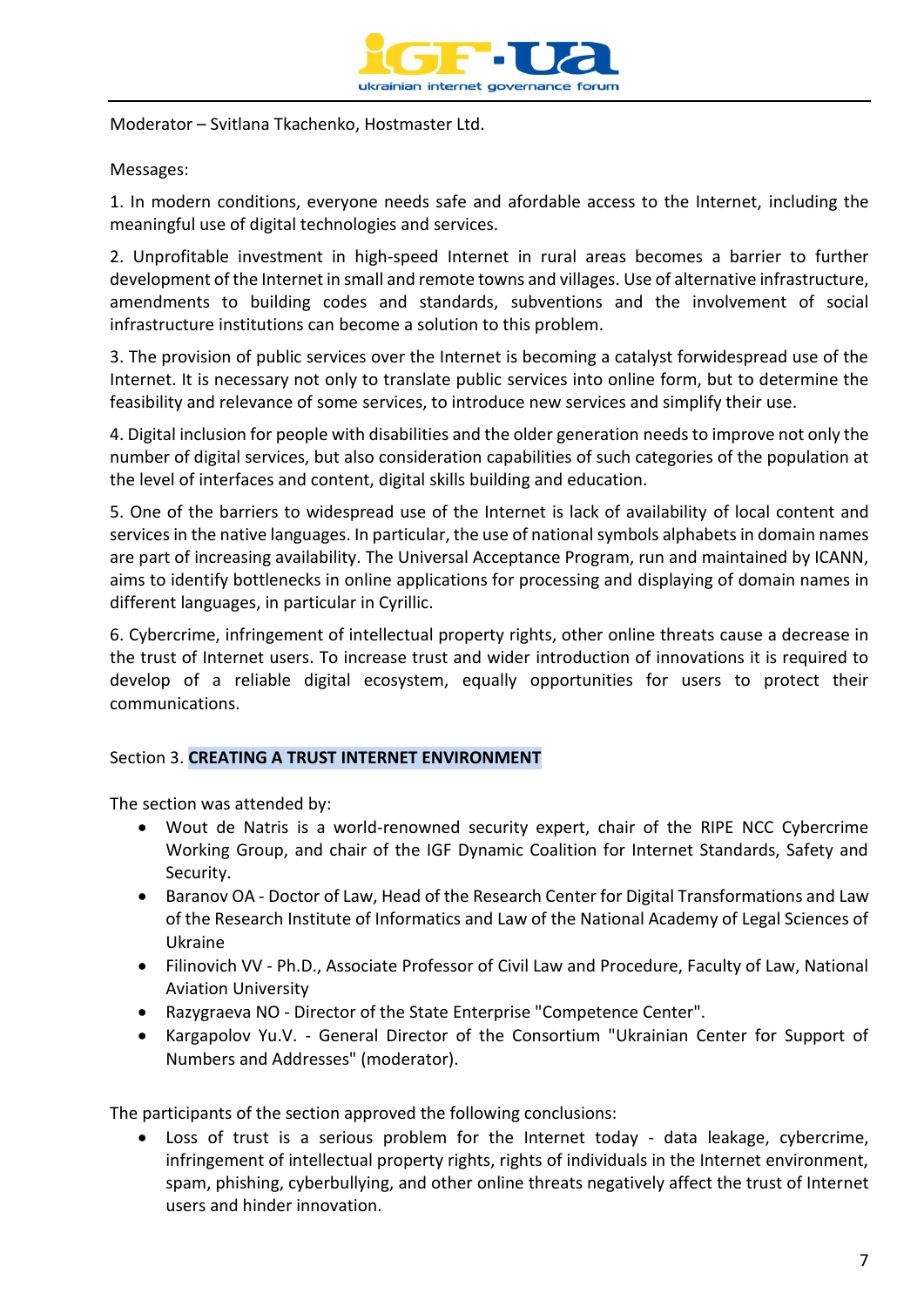Moderator – Svitlana Tkachenko, Hostmaster Ltd.

Messages:

1. In modern conditions, everyone needs safe and afordable access to the Internet, including the meaningful use of digital technologies and services.

2. Unprofitable investment in high-speed Internet in rural areas becomes a barrier to further development of the Internet in small and remote towns and villages. Use of alternative infrastructure, amendments to building codes and standards, subventions and the involvement of social infrastructure institutions can become a solution to this problem.

3. The provision of public services over the Internet is becoming a catalyst forwidespread use of the Internet. It is necessary not only to translate public services into online form, but to determine the feasibility and relevance of some services, to introduce new services and simplify their use.

4. Digital inclusion for people with disabilities and the older generation needs to improve not only the number of digital services, but also consideration capabilities of such categories of the population at the level of interfaces and content, digital skills building and education.

5. One of the barriers to widespread use of the Internet is lack of availability of local content and services in the native languages. In particular, the use of national symbols alphabets in domain names are part of increasing availability. The Universal Acceptance Program, run and maintained by ICANN, aims to identify bottlenecks in online applications for processing and displaying of domain names in different languages, in particular in Cyrillic.

6. Cybercrime, infringement of intellectual property rights, other online threats cause a decrease in the trust of Internet users. To increase trust and wider introduction of innovations it is required to develop of a reliable digital ecosystem, equally opportunities for users to protect their communications.

## Section 3. **CREATING A TRUST INTERNET ENVIRONMENT**

The section was attended by:

- Wout de Natris is a world-renowned security expert, chair of the RIPE NCC Cybercrime Working Group, and chair of the IGF Dynamic Coalition for Internet Standards, Safety and Security.
- Baranov OA - Doctor of Law, Head of the Research Center for Digital Transformations and Law of the Research Institute of Informatics and Law of the National Academy of Legal Sciences of Ukraine
- Filinovich VV - Ph.D., Associate Professor of Civil Law and Procedure, Faculty of Law, National Aviation University
- Razygraeva NO - Director of the State Enterprise "Competence Center".
- Kargapolov Yu.V. - General Director of the Consortium "Ukrainian Center for Support of Numbers and Addresses" (moderator).

The participants of the section approved the following conclusions:

- Loss of trust is a serious problem for the Internet today - data leakage, cybercrime, infringement of intellectual property rights, rights of individuals in the Internet environment, spam, phishing, cyberbullying, and other online threats negatively affect the trust of Internet users and hinder innovation.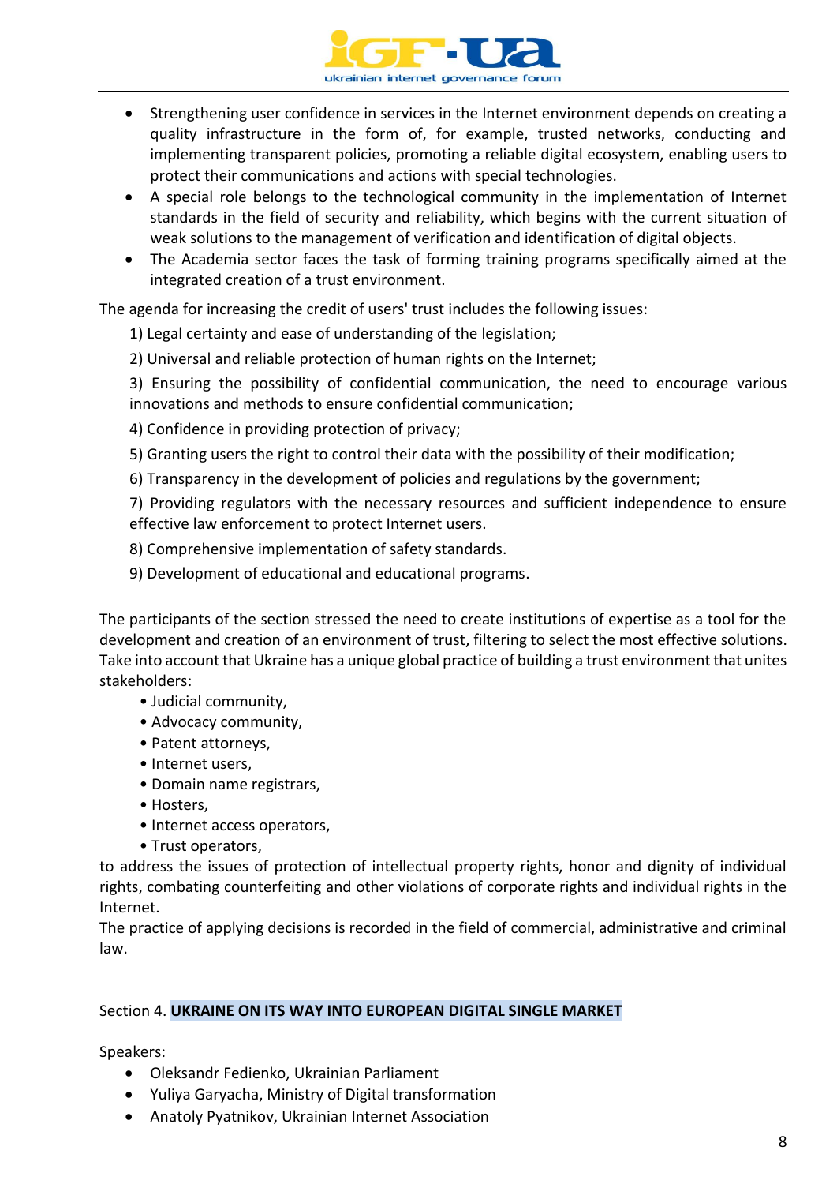- Strengthening user confidence in services in the Internet environment depends on creating a quality infrastructure in the form of, for example, trusted networks, conducting and implementing transparent policies, promoting a reliable digital ecosystem, enabling users to protect their communications and actions with special technologies.
- A special role belongs to the technological community in the implementation of Internet standards in the field of security and reliability, which begins with the current situation of weak solutions to the management of verification and identification of digital objects.
- The Academia sector faces the task of forming training programs specifically aimed at the integrated creation of a trust environment.

The agenda for increasing the credit of users' trust includes the following issues:

1) Legal certainty and ease of understanding of the legislation;

2) Universal and reliable protection of human rights on the Internet;

3) Ensuring the possibility of confidential communication, the need to encourage various innovations and methods to ensure confidential communication;

4) Confidence in providing protection of privacy;

5) Granting users the right to control their data with the possibility of their modification;

6) Transparency in the development of policies and regulations by the government;

7) Providing regulators with the necessary resources and sufficient independence to ensure effective law enforcement to protect Internet users.

8) Comprehensive implementation of safety standards.

9) Development of educational and educational programs.

The participants of the section stressed the need to create institutions of expertise as a tool for the development and creation of an environment of trust, filtering to select the most effective solutions. Take into account that Ukraine has a unique global practice of building a trust environment that unites stakeholders:

- Judicial community,
- Advocacy community,
- Patent attorneys,
- Internet users,
- Domain name registrars,
- Hosters,
- Internet access operators,
- Trust operators,

to address the issues of protection of intellectual property rights, honor and dignity of individual rights, combating counterfeiting and other violations of corporate rights and individual rights in the Internet.
The practice of applying decisions is recorded in the field of commercial, administrative and criminal law.

Section 4. **UKRAINE ON ITS WAY INTO EUROPEAN DIGITAL SINGLE MARKET**

Speakers:

- Oleksandr Fedienko, Ukrainian Parliament
- Yuliya Garyacha, Ministry of Digital transformation
- Anatoly Pyatnikov, Ukrainian Internet Association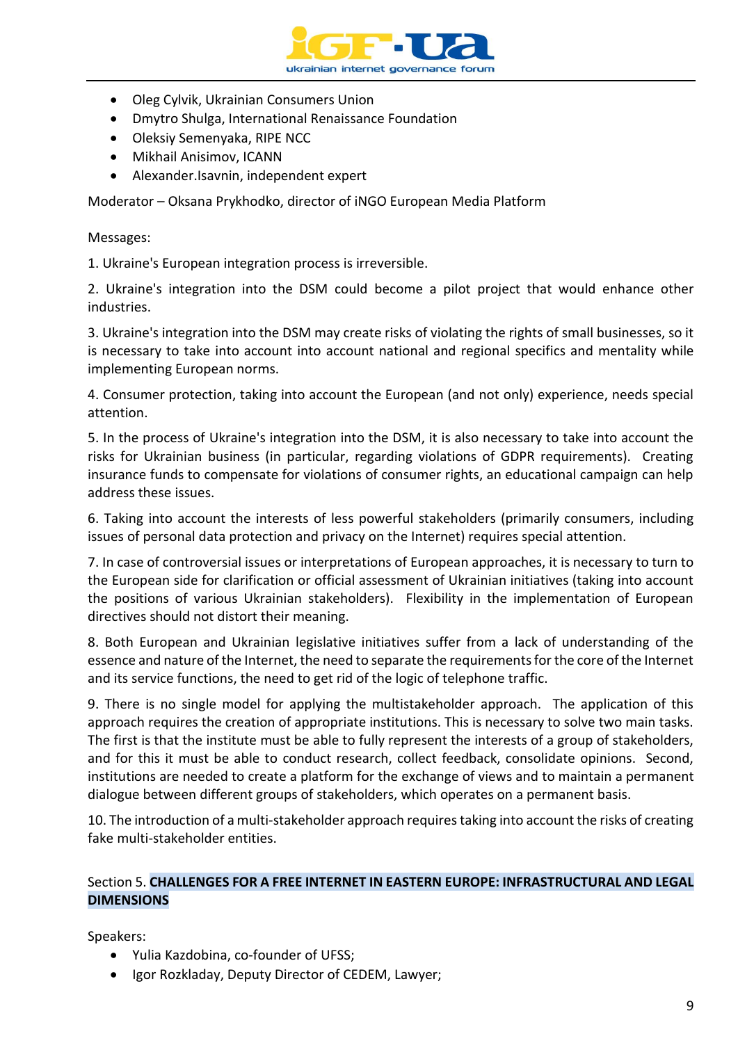- Oleg Cylvik, Ukrainian Consumers Union
- Dmytro Shulga, International Renaissance Foundation
- Oleksiy Semenyaka, RIPE NCC
- Mikhail Anisimov, ICANN
- Alexander.Isavnin, independent expert

Moderator – Oksana Prykhodko, director of iNGO European Media Platform

Messages:

1. Ukraine's European integration process is irreversible.

2. Ukraine's integration into the DSM could become a pilot project that would enhance other industries.

3. Ukraine's integration into the DSM may create risks of violating the rights of small businesses, so it is necessary to take into account into account national and regional specifics and mentality while implementing European norms.

4. Consumer protection, taking into account the European (and not only) experience, needs special attention.

5. In the process of Ukraine's integration into the DSM, it is also necessary to take into account the risks for Ukrainian business (in particular, regarding violations of GDPR requirements). Creating insurance funds to compensate for violations of consumer rights, an educational campaign can help address these issues.

6. Taking into account the interests of less powerful stakeholders (primarily consumers, including issues of personal data protection and privacy on the Internet) requires special attention.

7. In case of controversial issues or interpretations of European approaches, it is necessary to turn to the European side for clarification or official assessment of Ukrainian initiatives (taking into account the positions of various Ukrainian stakeholders). Flexibility in the implementation of European directives should not distort their meaning.

8. Both European and Ukrainian legislative initiatives suffer from a lack of understanding of the essence and nature of the Internet, the need to separate the requirements for the core of the Internet and its service functions, the need to get rid of the logic of telephone traffic.

9. There is no single model for applying the multistakeholder approach. The application of this approach requires the creation of appropriate institutions. This is necessary to solve two main tasks. The first is that the institute must be able to fully represent the interests of a group of stakeholders, and for this it must be able to conduct research, collect feedback, consolidate opinions. Second, institutions are needed to create a platform for the exchange of views and to maintain a permanent dialogue between different groups of stakeholders, which operates on a permanent basis.

10. The introduction of a multi-stakeholder approach requires taking into account the risks of creating fake multi-stakeholder entities.

## Section 5. **CHALLENGES FOR A FREE INTERNET IN EASTERN EUROPE: INFRASTRUCTURAL AND LEGAL DIMENSIONS**

Speakers:

- Yulia Kazdobina, co-founder of UFSS;
- Igor Rozkladay, Deputy Director of CEDEM, Lawyer;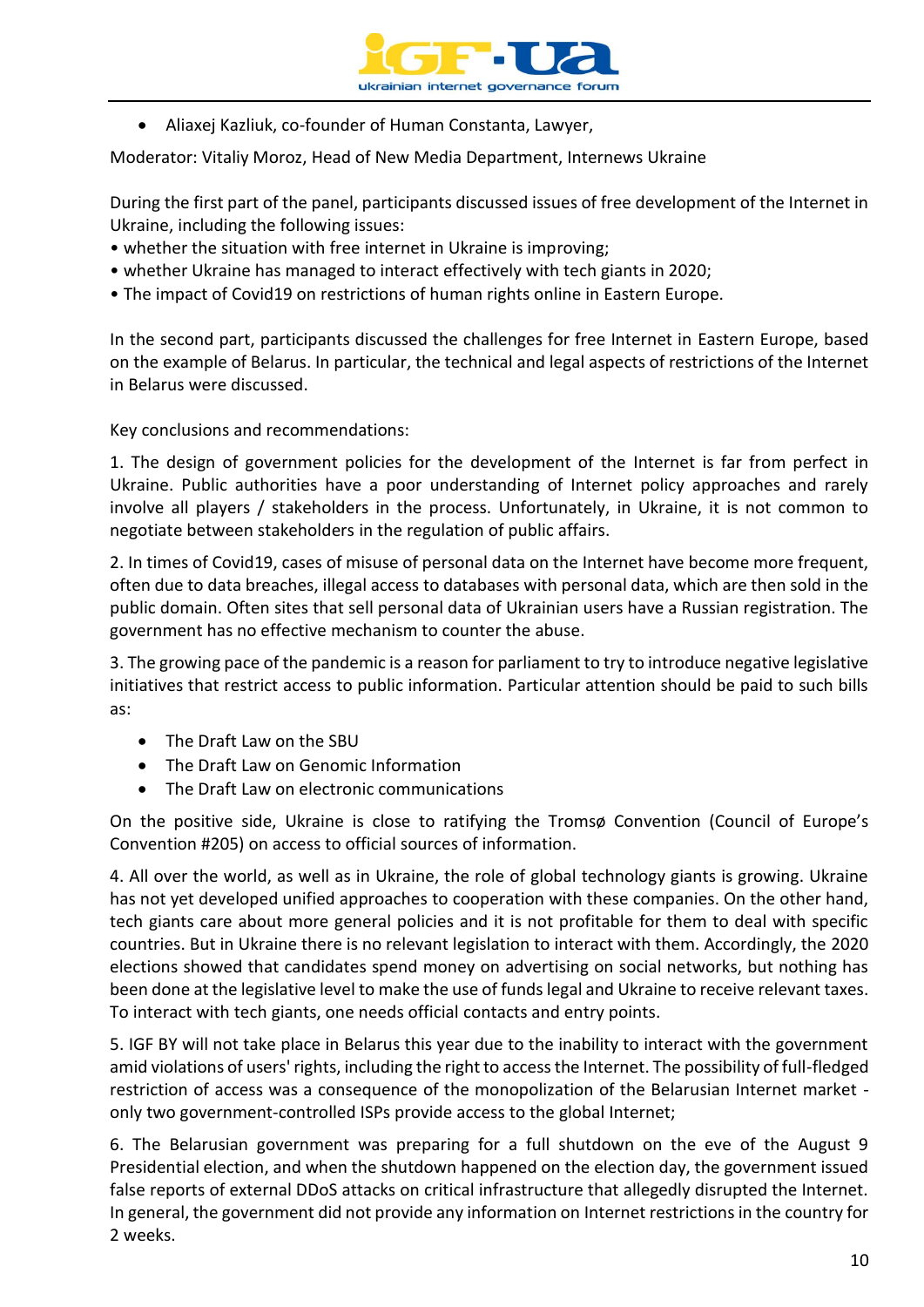- Aliaxej Kazliuk, co-founder of Human Constanta, Lawyer,

Moderator: Vitaliy Moroz, Head of New Media Department, Internews Ukraine

During the first part of the panel, participants discussed issues of free development of the Internet in Ukraine, including the following issues:

- whether the situation with free internet in Ukraine is improving;
- whether Ukraine has managed to interact effectively with tech giants in 2020;
- The impact of Covid19 on restrictions of human rights online in Eastern Europe.

In the second part, participants discussed the challenges for free Internet in Eastern Europe, based on the example of Belarus. In particular, the technical and legal aspects of restrictions of the Internet in Belarus were discussed.

Key conclusions and recommendations:

1. The design of government policies for the development of the Internet is far from perfect in Ukraine. Public authorities have a poor understanding of Internet policy approaches and rarely involve all players / stakeholders in the process. Unfortunately, in Ukraine, it is not common to negotiate between stakeholders in the regulation of public affairs.

2. In times of Covid19, cases of misuse of personal data on the Internet have become more frequent, often due to data breaches, illegal access to databases with personal data, which are then sold in the public domain. Often sites that sell personal data of Ukrainian users have a Russian registration. The government has no effective mechanism to counter the abuse.

3. The growing pace of the pandemic is a reason for parliament to try to introduce negative legislative initiatives that restrict access to public information. Particular attention should be paid to such bills as:

   - The Draft Law on the SBU
   - The Draft Law on Genomic Information
   - The Draft Law on electronic communications

   On the positive side, Ukraine is close to ratifying the Tromsø Convention (Council of Europe's Convention #205) on access to official sources of information.

4. All over the world, as well as in Ukraine, the role of global technology giants is growing. Ukraine has not yet developed unified approaches to cooperation with these companies. On the other hand, tech giants care about more general policies and it is not profitable for them to deal with specific countries. But in Ukraine there is no relevant legislation to interact with them. Accordingly, the 2020 elections showed that candidates spend money on advertising on social networks, but nothing has been done at the legislative level to make the use of funds legal and Ukraine to receive relevant taxes. To interact with tech giants, one needs official contacts and entry points.

5. IGF BY will not take place in Belarus this year due to the inability to interact with the government amid violations of users' rights, including the right to access the Internet. The possibility of full-fledged restriction of access was a consequence of the monopolization of the Belarusian Internet market - only two government-controlled ISPs provide access to the global Internet;

6. The Belarusian government was preparing for a full shutdown on the eve of the August 9 Presidential election, and when the shutdown happened on the election day, the government issued false reports of external DDoS attacks on critical infrastructure that allegedly disrupted the Internet. In general, the government did not provide any information on Internet restrictions in the country for 2 weeks.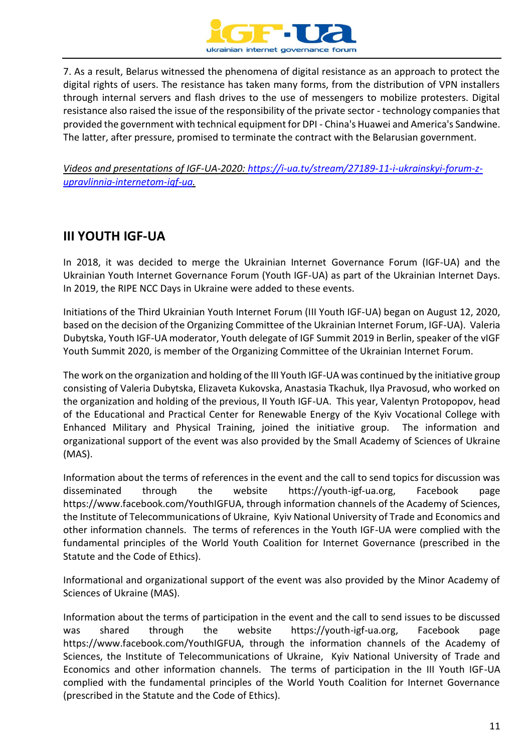7. As a result, Belarus witnessed the phenomena of digital resistance as an approach to protect the digital rights of users. The resistance has taken many forms, from the distribution of VPN installers through internal servers and flash drives to the use of messengers to mobilize protesters. Digital resistance also raised the issue of the responsibility of the private sector - technology companies that provided the government with technical equipment for DPI - China's Huawei and America's Sandwine. The latter, after pressure, promised to terminate the contract with the Belarusian government.

*Videos and presentations of IGF-UA-2020: [https://i-ua.tv/stream/27189-11-i-ukrainskyi-forum-z-upravlinnia-internetom-igf-ua](https://i-ua.tv/stream/27189-11-i-ukrainskyi-forum-z-upravlinnia-internetom-igf-ua).*

## III YOUTH IGF-UA

In 2018, it was decided to merge the Ukrainian Internet Governance Forum (IGF-UA) and the Ukrainian Youth Internet Governance Forum (Youth IGF-UA) as part of the Ukrainian Internet Days. In 2019, the RIPE NCC Days in Ukraine were added to these events.

Initiations of the Third Ukrainian Youth Internet Forum (III Youth IGF-UA) began on August 12, 2020, based on the decision of the Organizing Committee of the Ukrainian Internet Forum, IGF-UA). Valeria Dubytska, Youth IGF-UA moderator, Youth delegate of IGF Summit 2019 in Berlin, speaker of the vIGF Youth Summit 2020, is member of the Organizing Committee of the Ukrainian Internet Forum.

The work on the organization and holding of the III Youth IGF-UA was continued by the initiative group consisting of Valeria Dubytska, Elizaveta Kukovska, Anastasia Tkachuk, Ilya Pravosud, who worked on the organization and holding of the previous, II Youth IGF-UA. This year, Valentyn Protopopov, head of the Educational and Practical Center for Renewable Energy of the Kyiv Vocational College with Enhanced Military and Physical Training, joined the initiative group. The information and organizational support of the event was also provided by the Small Academy of Sciences of Ukraine (MAS).

Information about the terms of references in the event and the call to send topics for discussion was disseminated through the website https://youth-igf-ua.org, Facebook page https://www.facebook.com/YouthIGFUA, through information channels of the Academy of Sciences, the Institute of Telecommunications of Ukraine, Kyiv National University of Trade and Economics and other information channels. The terms of references in the Youth IGF-UA were complied with the fundamental principles of the World Youth Coalition for Internet Governance (prescribed in the Statute and the Code of Ethics).

Informational and organizational support of the event was also provided by the Minor Academy of Sciences of Ukraine (MAS).

Information about the terms of participation in the event and the call to send issues to be discussed was shared through the website https://youth-igf-ua.org, Facebook page https://www.facebook.com/YouthIGFUA, through the information channels of the Academy of Sciences, the Institute of Telecommunications of Ukraine, Kyiv National University of Trade and Economics and other information channels. The terms of participation in the III Youth IGF-UA complied with the fundamental principles of the World Youth Coalition for Internet Governance (prescribed in the Statute and the Code of Ethics).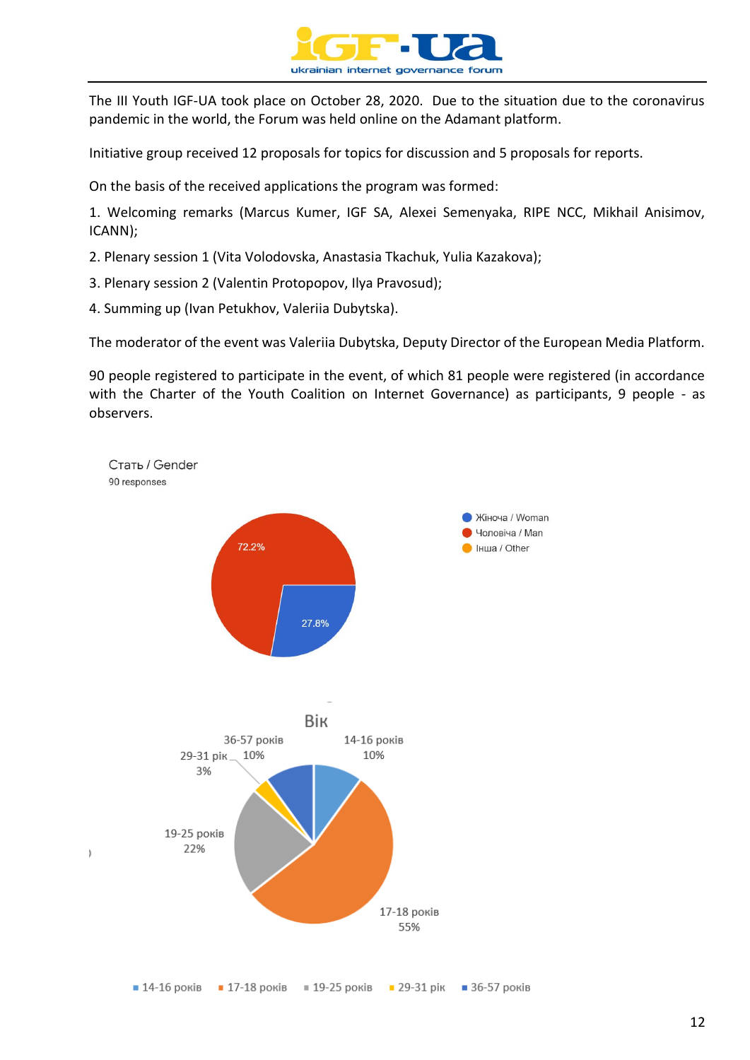The III Youth IGF-UA took place on October 28, 2020. Due to the situation due to the coronavirus pandemic in the world, the Forum was held online on the Adamant platform.

Initiative group received 12 proposals for topics for discussion and 5 proposals for reports.

On the basis of the received applications the program was formed:

1. Welcoming remarks (Marcus Kumer, IGF SA, Alexei Semenyaka, RIPE NCC, Mikhail Anisimov, ICANN);
2. Plenary session 1 (Vita Volodovska, Anastasia Tkachuk, Yulia Kazakova);
3. Plenary session 2 (Valentin Protopopov, Ilya Pravosud);
4. Summing up (Ivan Petukhov, Valeriia Dubytska).

The moderator of the event was Valeriia Dubytska, Deputy Director of the European Media Platform.

90 people registered to participate in the event, of which 81 people were registered (in accordance with the Charter of the Youth Coalition on Internet Governance) as participants, 9 people - as observers.

Стать / Gender
90 responses

- Жіноча / Woman: 27.8%
- Чоловіча / Man: 72.2%
- Інша / Other

Вік

- 14-16 років: 10%
- 17-18 років: 55%
- 19-25 років: 22%
- 29-31 рік: 3%
- 36-57 років: 10%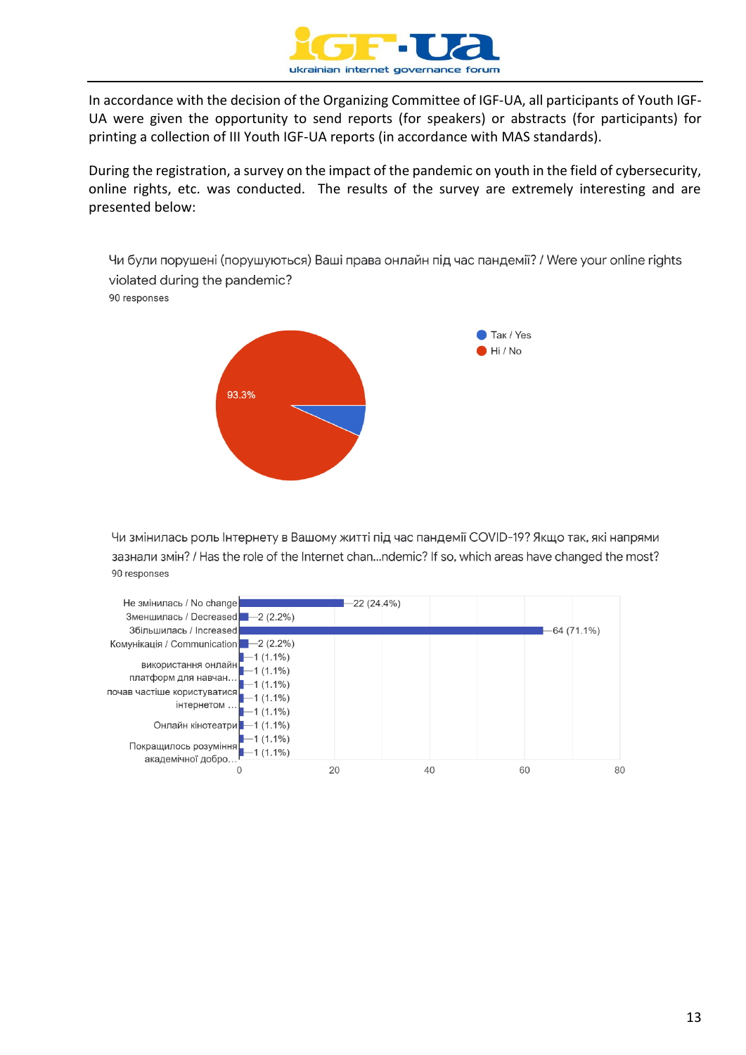In accordance with the decision of the Organizing Committee of IGF-UA, all participants of Youth IGF-UA were given the opportunity to send reports (for speakers) or abstracts (for participants) for printing a collection of III Youth IGF-UA reports (in accordance with MAS standards).

During the registration, a survey on the impact of the pandemic on youth in the field of cybersecurity, online rights, etc. was conducted. The results of the survey are extremely interesting and are presented below:

Чи були порушені (порушуються) Ваші права онлайн під час пандемії? / Were your online rights violated during the pandemic?

90 responses

| Answer | Share |
| --- | --- |
| Так / Yes | |
| Ні / No | 93.3% |

Чи змінилась роль Інтернету в Вашому житті під час пандемії COVID-19? Якщо так, які напрями зазнали змін? / Has the role of the Internet chan...ndemic? If so, which areas have changed the most?

90 responses

| Answer | Responses |
| --- | --- |
| Не змінилась / No change | 22 (24.4%) |
| Зменшилась / Decreased | 2 (2.2%) |
| Збільшилась / Increased | 64 (71.1%) |
| Комунікація / Communication | 2 (2.2%) |
| | 1 (1.1%) |
| використання онлайн платформ для навчан… | 1 (1.1%) |
| | 1 (1.1%) |
| почав частіше користуватися інтернетом … | 1 (1.1%) |
| | 1 (1.1%) |
| Онлайн кінотеатри | 1 (1.1%) |
| | 1 (1.1%) |
| Покращилось розуміння академічної добро… | 1 (1.1%) |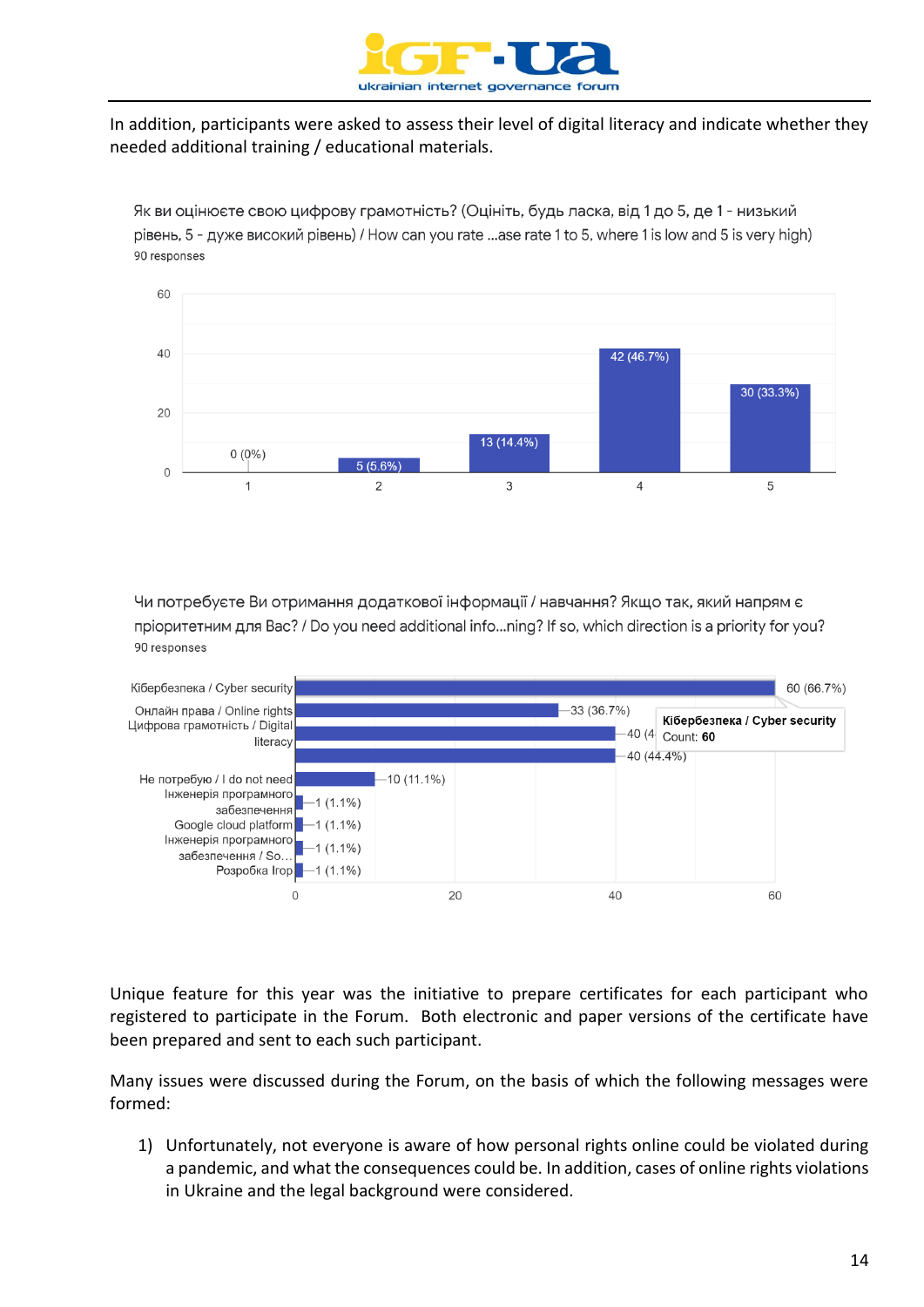In addition, participants were asked to assess their level of digital literacy and indicate whether they needed additional training / educational materials.

Як ви оцінюєте свою цифрову грамотність? (Оцініть, будь ласка, від 1 до 5, де 1 - низький рівень, 5 - дуже високий рівень) / How can you rate ...ase rate 1 to 5, where 1 is low and 5 is very high)

90 responses

| Rating | Responses |
|---|---|
| 1 | 0 (0%) |
| 2 | 5 (5.6%) |
| 3 | 13 (14.4%) |
| 4 | 42 (46.7%) |
| 5 | 30 (33.3%) |

Чи потребуєте Ви отримання додаткової інформації / навчання? Якщо так, який напрям є пріоритетним для Вас? / Do you need additional info...ning? If so, which direction is a priority for you?

90 responses

| Direction | Responses |
|---|---|
| Кібербезпека / Cyber security | 60 (66.7%) |
| Онлайн права / Online rights | 33 (36.7%) |
| Цифрова грамотність / Digital literacy | 40 (44.4%) |
| | 40 (44.4%) |
| Не потребую / I do not need | 10 (11.1%) |
| Інженерія програмного забезпечення | 1 (1.1%) |
| Google cloud platform | 1 (1.1%) |
| Інженерія програмного забезпечення / So... | 1 (1.1%) |
| Розробка Ігор | 1 (1.1%) |

Unique feature for this year was the initiative to prepare certificates for each participant who registered to participate in the Forum. Both electronic and paper versions of the certificate have been prepared and sent to each such participant.

Many issues were discussed during the Forum, on the basis of which the following messages were formed:

1) Unfortunately, not everyone is aware of how personal rights online could be violated during a pandemic, and what the consequences could be. In addition, cases of online rights violations in Ukraine and the legal background were considered.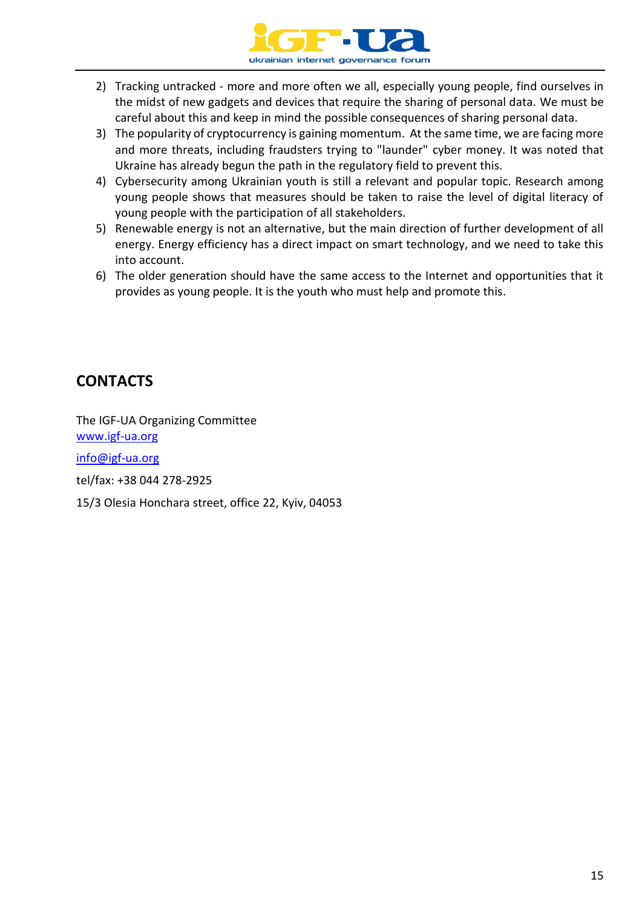2) Tracking untracked - more and more often we all, especially young people, find ourselves in the midst of new gadgets and devices that require the sharing of personal data. We must be careful about this and keep in mind the possible consequences of sharing personal data.
3) The popularity of cryptocurrency is gaining momentum. At the same time, we are facing more and more threats, including fraudsters trying to "launder" cyber money. It was noted that Ukraine has already begun the path in the regulatory field to prevent this.
4) Cybersecurity among Ukrainian youth is still a relevant and popular topic. Research among young people shows that measures should be taken to raise the level of digital literacy of young people with the participation of all stakeholders.
5) Renewable energy is not an alternative, but the main direction of further development of all energy. Energy efficiency has a direct impact on smart technology, and we need to take this into account.
6) The older generation should have the same access to the Internet and opportunities that it provides as young people. It is the youth who must help and promote this.

## CONTACTS

The IGF-UA Organizing Committee
www.igf-ua.org

info@igf-ua.org

tel/fax: +38 044 278-2925

15/3 Olesia Honchara street, office 22, Kyiv, 04053